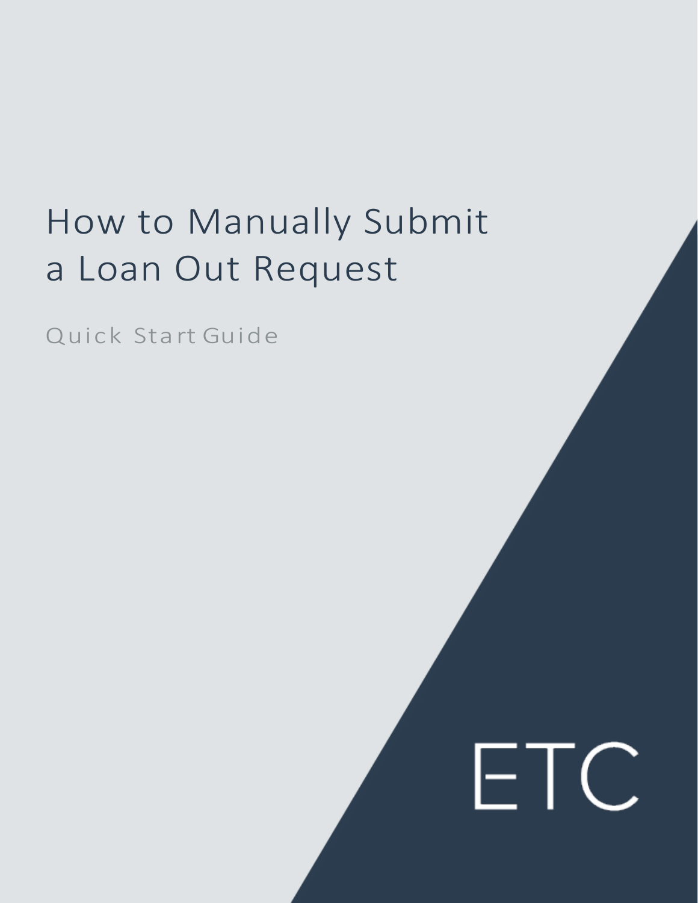# How to Manually Submit a Loan Out Request

Quick Start Guide

ETC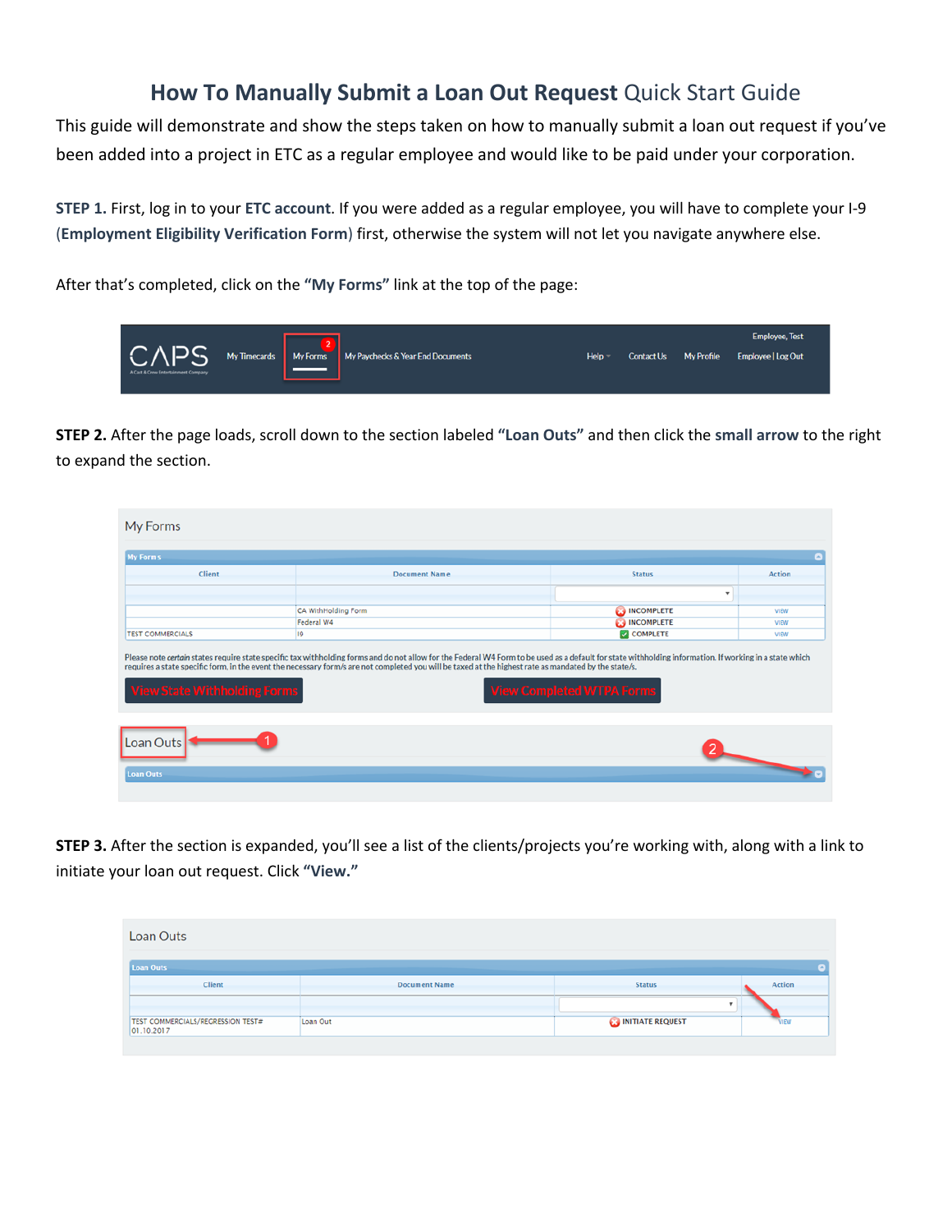# **How To Manually Submit a Loan Out Request** Quick Start Guide

This guide will demonstrate and show the steps taken on how to manually submit a loan out request if you've been added into a project in ETC as a regular employee and would like to be paid under your corporation.

**STEP 1.** First, log in to your **ETC account**. If you were added as a regular employee, you will have to complete your I-9 (**Employment Eligibility Verification Form**) first, otherwise the system will not let you navigate anywhere else.

After that's completed, click on the **"My Forms"** link at the top of the page:

**STEP 2.** After the page loads, scroll down to the section labeled **"Loan Outs"** and then click the **small arrow** to the right to expand the section.

**STEP 3.** After the section is expanded, you'll see a list of the clients/projects you're working with, along with a link to initiate your loan out request. Click **"View."**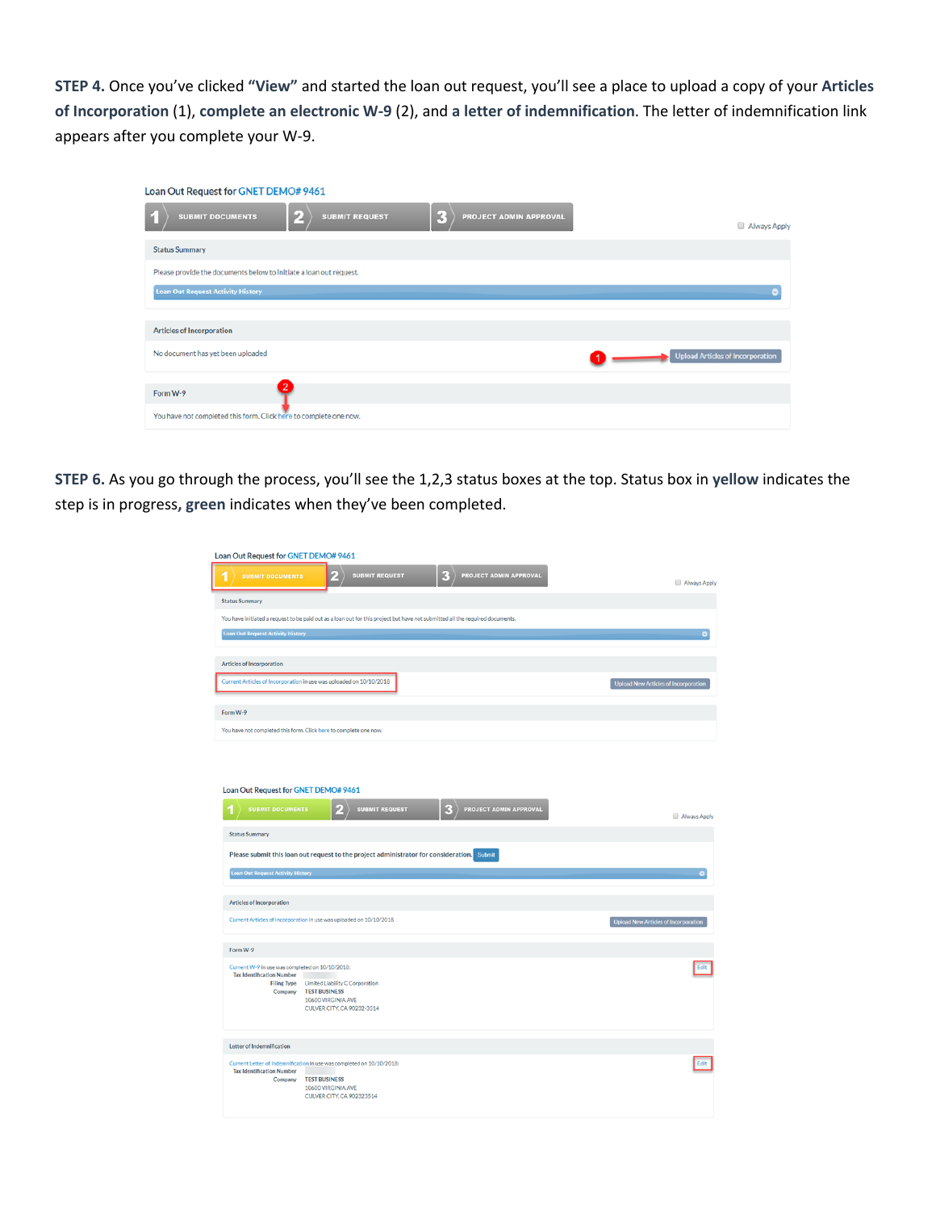**STEP 4.** Once you've clicked **"View"** and started the loan out request, you'll see a place to upload a copy of your **Articles of Incorporation** (1), **complete an electronic W-9** (2), and **a letter of indemnification**. The letter of indemnification link appears after you complete your W-9.

Loan Out Request for GNET DEMO# 9461

1 SUBMIT DOCUMENTS | 2 SUBMIT REQUEST | 3 PROJECT ADMIN APPROVAL

Always Apply

Status Summary

Please provide the documents below to initiate a loan out request.

Loan Out Request Activity History

Articles of Incorporation

No document has yet been uploaded

1 → Upload Articles of Incorporation

Form W-9

2

You have not completed this form. Click here to complete one now.

**STEP 6.** As you go through the process, you'll see the 1,2,3 status boxes at the top. Status box in **yellow** indicates the step is in progress, **green** indicates when they've been completed.

Loan Out Request for GNET DEMO# 9461

1 SUBMIT DOCUMENTS | 2 SUBMIT REQUEST | 3 PROJECT ADMIN APPROVAL

Always Apply

Status Summary

You have initiated a request to be paid out as a loan out for this project but have not submitted all the required documents.

Loan Out Request Activity History

Articles of Incorporation

Current Articles of Incorporation in use was uploaded on 10/10/2018

Upload New Articles of Incorporation

Form W-9

You have not completed this form. Click here to complete one now.

Loan Out Request for GNET DEMO# 9461

1 SUBMIT DOCUMENTS | 2 SUBMIT REQUEST | 3 PROJECT ADMIN APPROVAL

Always Apply

Status Summary

Please submit this loan out request to the project administrator for consideration. Submit

Loan Out Request Activity History

Articles of Incorporation

Current Articles of Incorporation in use was uploaded on 10/10/2018

Upload New Articles of Incorporation

Form W-9

Current W-9 in use was completed on 10/10/2018:

Edit

Tax Identification Number

Filing Type: Limited Liability C Corporation

Company: TEST BUSINESS
10600 VIRGINIA AVE
CULVER CITY, CA 90232-3514

Letter of Indemnification

Current Letter of Indemnification in use was completed on 10/10/2018:

Edit

Tax Identification Number

Company: TEST BUSINESS
10600 VIRGINIA AVE
CULVER CITY, CA 902323514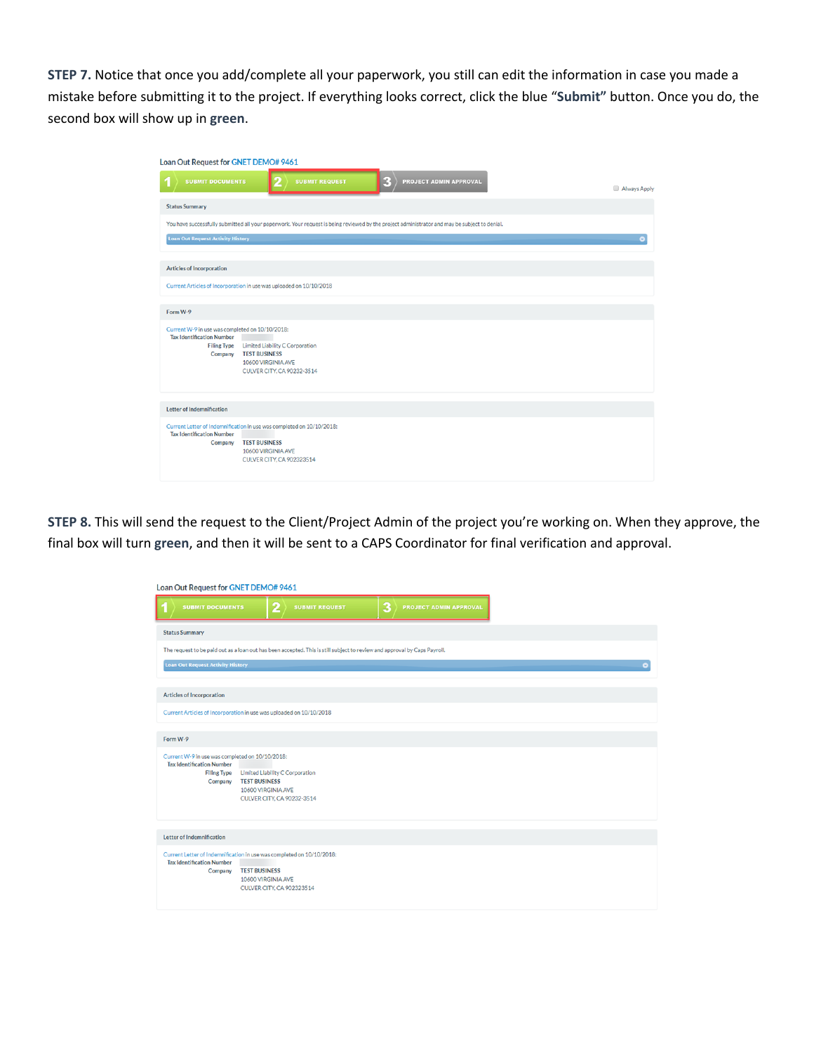**STEP 7.** Notice that once you add/complete all your paperwork, you still can edit the information in case you made a mistake before submitting it to the project. If everything looks correct, click the blue **"Submit"** button. Once you do, the second box will show up in **green**.

Loan Out Request for GNET DEMO# 9461

1 SUBMIT DOCUMENTS | 2 SUBMIT REQUEST | 3 PROJECT ADMIN APPROVAL

Always Apply

Status Summary

You have successfully submitted all your paperwork. Your request is being reviewed by the project administrator and may be subject to denial.

Loan Out Request Activity History

Articles of Incorporation

Current Articles of Incorporation in use was uploaded on 10/10/2018

Form W-9

Current W-9 in use was completed on 10/10/2018:

Tax Identification Number

Filing Type: Limited Liability C Corporation

Company: TEST BUSINESS
10600 VIRGINIA AVE
CULVER CITY, CA 90232-3514

Letter of Indemnification

Current Letter of Indemnification in use was completed on 10/10/2018:

Tax Identification Number

Company: TEST BUSINESS
10600 VIRGINIA AVE
CULVER CITY, CA 902323514

**STEP 8.** This will send the request to the Client/Project Admin of the project you're working on. When they approve, the final box will turn **green**, and then it will be sent to a CAPS Coordinator for final verification and approval.

Loan Out Request for GNET DEMO# 9461

1 SUBMIT DOCUMENTS | 2 SUBMIT REQUEST | 3 PROJECT ADMIN APPROVAL

Status Summary

The request to be paid out as a loan out has been accepted. This is still subject to review and approval by Caps Payroll.

Loan Out Request Activity History

Articles of Incorporation

Current Articles of Incorporation in use was uploaded on 10/10/2018

Form W-9

Current W-9 in use was completed on 10/10/2018:

Tax Identification Number

Filing Type: Limited Liability C Corporation

Company: TEST BUSINESS
10600 VIRGINIA AVE
CULVER CITY, CA 90232-3514

Letter of Indemnification

Current Letter of Indemnification in use was completed on 10/10/2018:

Tax Identification Number

Company: TEST BUSINESS
10600 VIRGINIA AVE
CULVER CITY, CA 902323514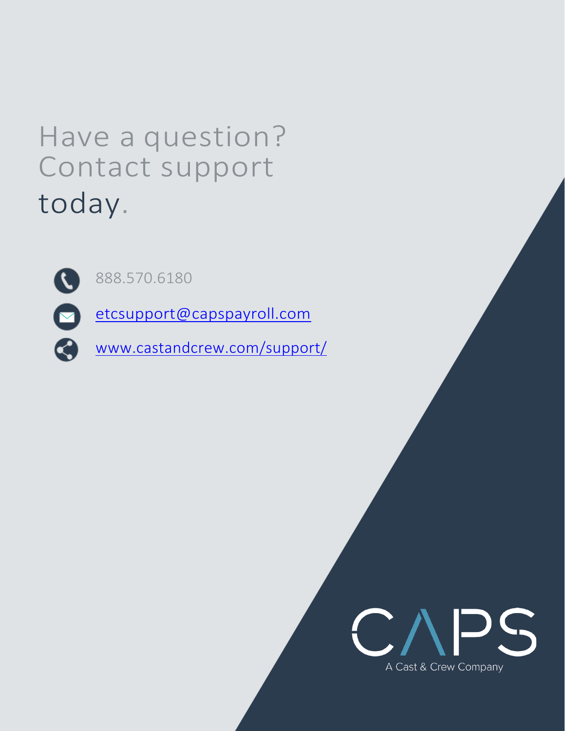# Have a question? Contact support today.

888.570.6180

etcsupport@capspayroll.com

www.castandcrew.com/support/

CAPS

A Cast & Crew Company